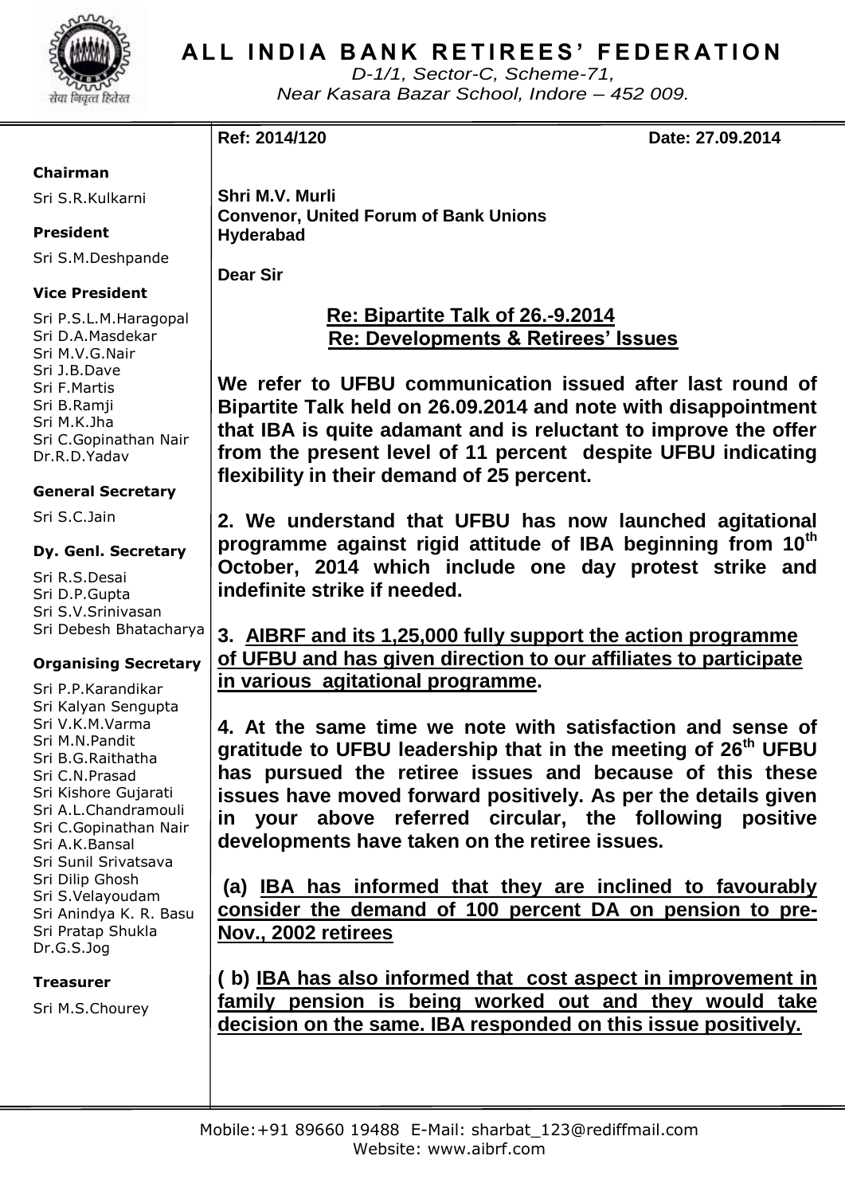# ALL INDIA BANK RETIREES' FEDERATION

*D-1/1, Sector-C, Scheme-71,*
*Near Kasara Bazar School, Indore – 452 009.*

**Chairman**
Sri S.R.Kulkarni

**President**
Sri S.M.Deshpande

**Vice President**
Sri P.S.L.M.Haragopal
Sri D.A.Masdekar
Sri M.V.G.Nair
Sri J.B.Dave
Sri F.Martis
Sri B.Ramji
Sri M.K.Jha
Sri C.Gopinathan Nair
Dr.R.D.Yadav

**General Secretary**
Sri S.C.Jain

**Dy. Genl. Secretary**
Sri R.S.Desai
Sri D.P.Gupta
Sri S.V.Srinivasan
Sri Debesh Bhatacharya

**Organising Secretary**
Sri P.P.Karandikar
Sri Kalyan Sengupta
Sri V.K.M.Varma
Sri M.N.Pandit
Sri B.G.Raithatha
Sri C.N.Prasad
Sri Kishore Gujarati
Sri A.L.Chandramouli
Sri C.Gopinathan Nair
Sri A.K.Bansal
Sri Sunil Srivatsava
Sri Dilip Ghosh
Sri S.Velayoudam
Sri Anindya K. R. Basu
Sri Pratap Shukla
Dr.G.S.Jog

**Treasurer**
Sri M.S.Chourey

---

**Ref: 2014/120** **Date: 27.09.2014**

**Shri M.V. Murli**
**Convenor, United Forum of Bank Unions**
**Hyderabad**

**Dear Sir**

**Re: Bipartite Talk of 26.-9.2014**
**Re: Developments & Retirees' Issues**

**We refer to UFBU communication issued after last round of Bipartite Talk held on 26.09.2014 and note with disappointment that IBA is quite adamant and is reluctant to improve the offer from the present level of 11 percent despite UFBU indicating flexibility in their demand of 25 percent.**

**2. We understand that UFBU has now launched agitational programme against rigid attitude of IBA beginning from 10th October, 2014 which include one day protest strike and indefinite strike if needed.**

**3. AIBRF and its 1,25,000 fully support the action programme of UFBU and has given direction to our affiliates to participate in various agitational programme.**

**4. At the same time we note with satisfaction and sense of gratitude to UFBU leadership that in the meeting of 26th UFBU has pursued the retiree issues and because of this these issues have moved forward positively. As per the details given in your above referred circular, the following positive developments have taken on the retiree issues.**

**(a) IBA has informed that they are inclined to favourably consider the demand of 100 percent DA on pension to pre-Nov., 2002 retirees**

**( b) IBA has also informed that cost aspect in improvement in family pension is being worked out and they would take decision on the same. IBA responded on this issue positively.**

Mobile:+91 89660 19488 E-Mail: sharbat_123@rediffmail.com
Website: www.aibrf.com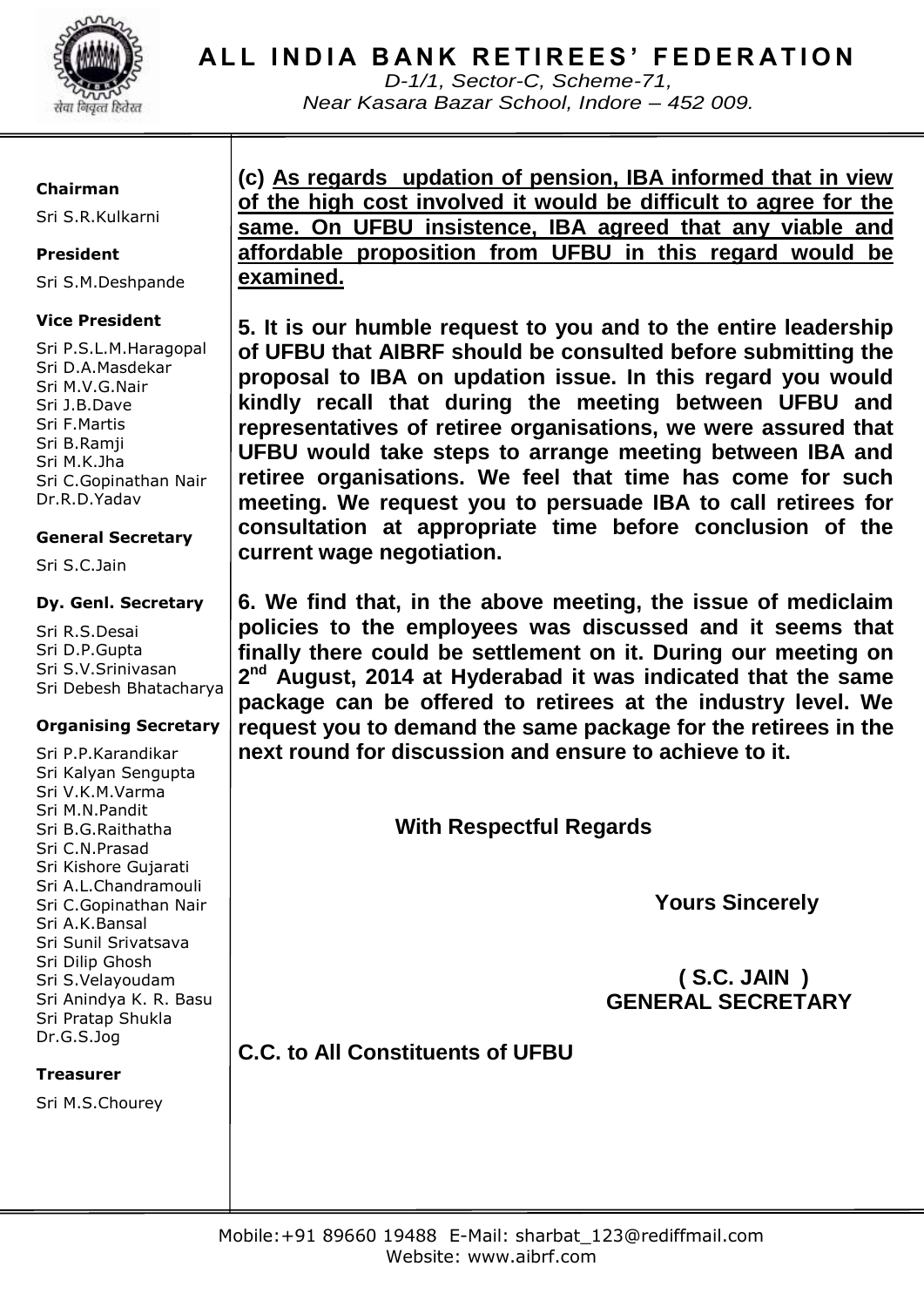# ALL INDIA BANK RETIREES' FEDERATION

*D-1/1, Sector-C, Scheme-71,*
*Near Kasara Bazar School, Indore – 452 009.*

**Chairman**
Sri S.R.Kulkarni

**President**
Sri S.M.Deshpande

**Vice President**
Sri P.S.L.M.Haragopal
Sri D.A.Masdekar
Sri M.V.G.Nair
Sri J.B.Dave
Sri F.Martis
Sri B.Ramji
Sri M.K.Jha
Sri C.Gopinathan Nair
Dr.R.D.Yadav

**General Secretary**
Sri S.C.Jain

**Dy. Genl. Secretary**
Sri R.S.Desai
Sri D.P.Gupta
Sri S.V.Srinivasan
Sri Debesh Bhatacharya

**Organising Secretary**
Sri P.P.Karandikar
Sri Kalyan Sengupta
Sri V.K.M.Varma
Sri M.N.Pandit
Sri B.G.Raithatha
Sri C.N.Prasad
Sri Kishore Gujarati
Sri A.L.Chandramouli
Sri C.Gopinathan Nair
Sri A.K.Bansal
Sri Sunil Srivatsava
Sri Dilip Ghosh
Sri S.Velayoudam
Sri Anindya K. R. Basu
Sri Pratap Shukla
Dr.G.S.Jog

**Treasurer**
Sri M.S.Chourey

**(c) As regards updation of pension, IBA informed that in view of the high cost involved it would be difficult to agree for the same. On UFBU insistence, IBA agreed that any viable and affordable proposition from UFBU in this regard would be examined.**

**5. It is our humble request to you and to the entire leadership of UFBU that AIBRF should be consulted before submitting the proposal to IBA on updation issue. In this regard you would kindly recall that during the meeting between UFBU and representatives of retiree organisations, we were assured that UFBU would take steps to arrange meeting between IBA and retiree organisations. We feel that time has come for such meeting. We request you to persuade IBA to call retirees for consultation at appropriate time before conclusion of the current wage negotiation.**

**6. We find that, in the above meeting, the issue of mediclaim policies to the employees was discussed and it seems that finally there could be settlement on it. During our meeting on 2nd August, 2014 at Hyderabad it was indicated that the same package can be offered to retirees at the industry level. We request you to demand the same package for the retirees in the next round for discussion and ensure to achieve to it.**

**With Respectful Regards**

**Yours Sincerely**

**( S.C. JAIN )**
**GENERAL SECRETARY**

**C.C. to All Constituents of UFBU**

Mobile:+91 89660 19488 E-Mail: sharbat_123@rediffmail.com
Website: www.aibrf.com